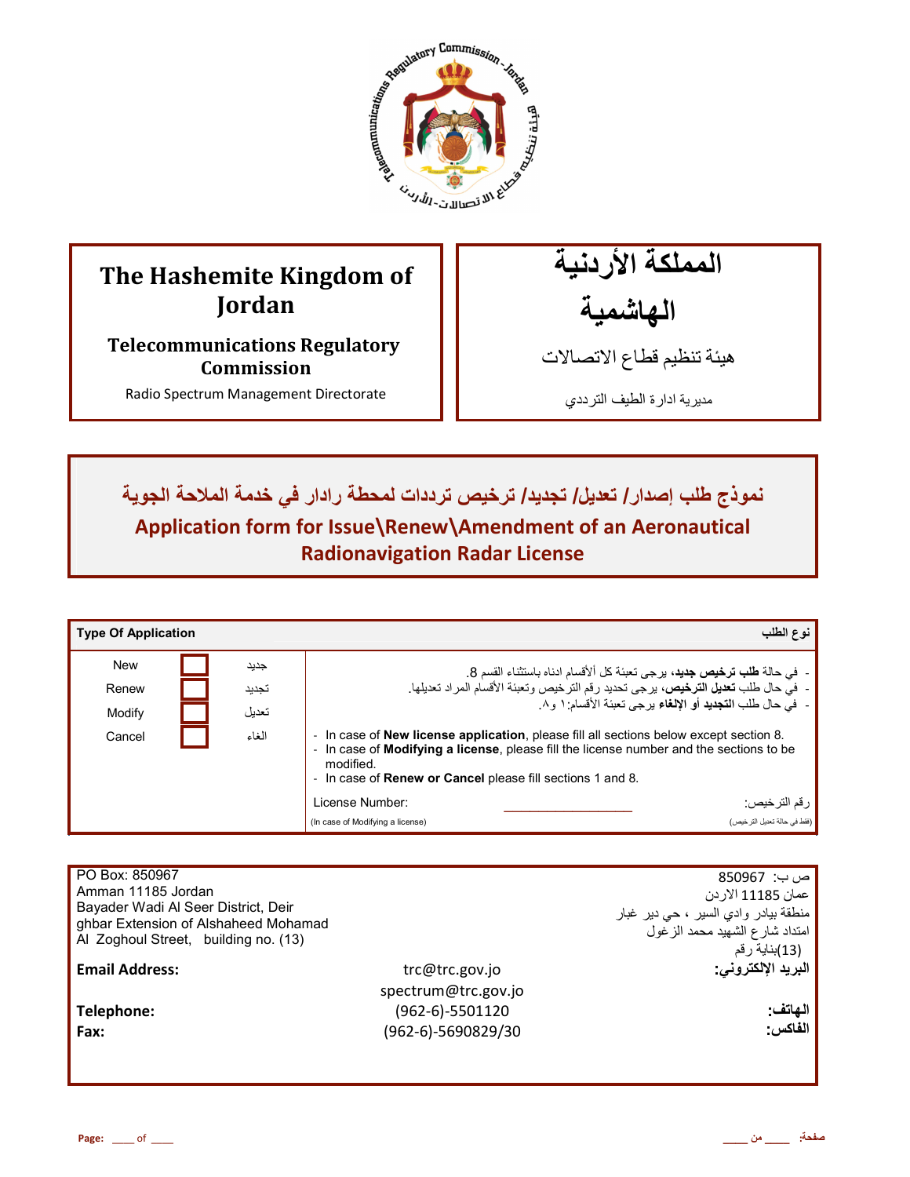| The Hashemite Kingdom of Jordan | المملكة الأردنية الهاشمية |
|---|---|
| **Telecommunications Regulatory Commission** | هيئة تنظيم قطاع الاتصالات |
| Radio Spectrum Management Directorate | مديرية ادارة الطيف الترددي |

# نموذج طلب إصدار/ تعديل/ تجديد/ ترخيص ترددات لمحطة رادار في خدمة الملاحة الجوية

# Application form for Issue\Renew\Amendment of an Aeronautical Radionavigation Radar License

| **Type Of Application** | | | **نوع الطلب** |
|---|---|---|---|
| New | ☐ | جديد | - في حالة **طلب ترخيص جديد**، يرجى تعبئة كل ألأقسام ادناه باستثناء القسم 8. <br> - في حال طلب **تعديل الترخيص**، يرجى تحديد رقم الترخيص وتعبئة الأقسام المراد تعديلها. <br> - في حال طلب **التجديد أو الإلغاء** يرجى تعبئة الأقسام: ١ و٨. |
| Renew | ☐ | تجديد | - In case of **New license application**, please fill all sections below except section 8. <br> - In case of **Modifying a license**, please fill the license number and the sections to be modified. <br> - In case of **Renew or Cancel** please fill sections 1 and 8. |
| Modify | ☐ | تعديل | License Number: ______________ :رقم الترخيص |
| Cancel | ☐ | الغاء | (In case of Modifying a license) (فقط في حالة تعديل الترخيص) |

| | | |
|---|---|---|
| PO Box: 850967 <br> Amman 11185 Jordan <br> Bayader Wadi Al Seer District, Deir ghbar Extension of Alshaheed Mohamad Al Zoghoul Street, building no. (13) | | ص ب: 850967 <br> عمان 11185 الاردن <br> منطقة بيادر وادي السير ، حي دير غبار <br> امتداد شارع الشهيد محمد الزغول <br> (13)بناية رقم |
| **Email Address:** | trc@trc.gov.jo <br> spectrum@trc.gov.jo | **البريد الإلكتروني:** |
| **Telephone:** | (962-6)-5501120 | **الهاتف:** |
| **Fax:** | (962-6)-5690829/30 | **الفاكس:** |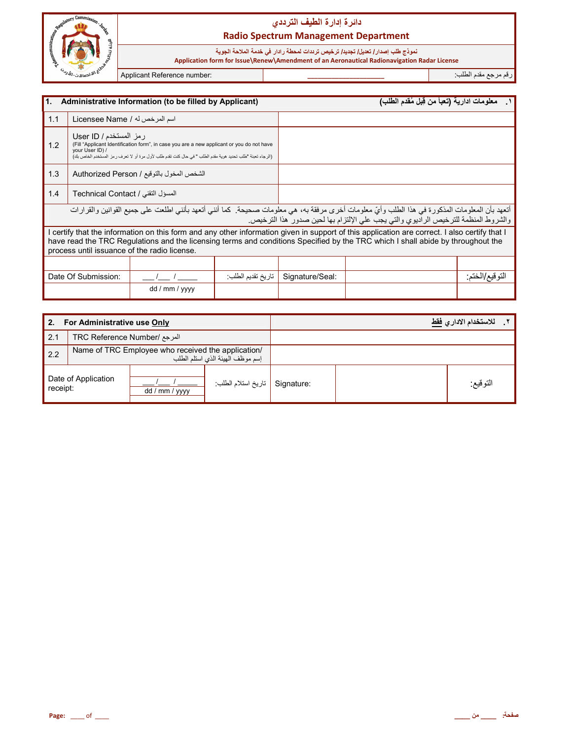# دائرة إدارة الطيف الترددي
## Radio Spectrum Management Department

نموذج طلب إصدار/ تعديل/ تجديد/ ترخيص ترددات لمحطة رادار في خدمة الملاحة الجوية
Application form for Issue\Renew\Amendment of an Aeronautical Radionavigation Radar License

| Applicant Reference number: | ____________________ | رقم مرجع مقدم الطلب: |
|---|---|---|

| **1. Administrative Information (to be filled by Applicant)** | **١. معلومات ادارية (تعبأ من قِبل مُقدم الطلب)** |
|---|---|
| 1.1 Licensee Name / اسم المرخص له | |
| 1.2 User ID / رمز المستخدم (Fill "Applicant Identification form", in case you are a new applicant or you do not have your User ID) / (الرجاء تعبئة "طلب تحديد هوية مقدم الطلب " في حال كنت تقدم طلب لأول مرة أو لا تعرف رمز المستخدم الخاص بك) | |
| 1.3 Authorized Person / الشخص المخول بالتوقيع | |
| 1.4 Technical Contact / المسؤل التقني | |

أتعهد بأن المعلومات المذكورة في هذا الطلب وأيّ معلومات أخرى مرفقة به، هي معلومات صحيحة. كما أنني أتعهد بأنني اطلعت على جميع القوانين والقرارات والشروط المنظمة للترخيص الراديوي والتي يجب علي الإلتزام بها لحين صدور هذا الترخيص.

I certify that the information on this form and any other information given in support of this application are correct. I also certify that I have read the TRC Regulations and the licensing terms and conditions Specified by the TRC which I shall abide by throughout the process until issuance of the radio license.

| Date Of Submission: | ___/___ / _____ dd / mm / yyyy | تاريخ تقديم الطلب: | Signature/Seal: | | التوقيع/الختم: |
|---|---|---|---|---|---|

| **2. For Administrative use Only** | **٢. للاستخدام الاداري فقط** |
|---|---|
| 2.1 TRC Reference Number/ المرجع | |
| 2.2 Name of TRC Employee who received the application/ إسم موظف الهيئة الذي استلم الطلب | |

| Date of Application receipt: | ___/___ / _____ dd / mm / yyyy | تاريخ استلام الطلب: | Signature: | | التوقيع: |
|---|---|---|---|---|---|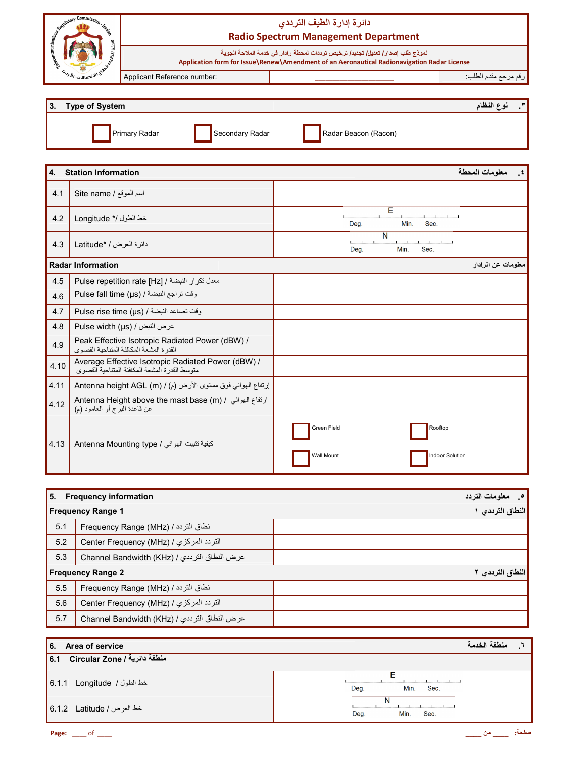# دائرة إدارة الطيف الترددي
## Radio Spectrum Management Department

نموذج طلب إصدار/ تعديل/ تجديد/ ترخيص ترددات لمحطة رادار في خدمة الملاحة الجوية
**Application form for Issue\Renew\Amendment of an Aeronautical Radionavigation Radar License**

| Applicant Reference number: | ____________________ | رقم مرجع مقدم الطلب: |
|---|---|---|

## 3. Type of System / ٣. نوع النظام

☐ Primary Radar ☐ Secondary Radar ☐ Radar Beacon (Racon)

## 4. Station Information / ٤. معلومات المحطة

| No. | Item | Value |
|---|---|---|
| 4.1 | Site name / اسم الموقع | |
| 4.2 | Longitude */ خط الطول | E: Deg. ___ Min. ___ Sec. ___ |
| 4.3 | Latitude* / دائرة العرض | N: Deg. ___ Min. ___ Sec. ___ |
| **Radar Information** | | **معلومات عن الرادار** |
| 4.5 | Pulse repetition rate [Hz] / معدل تكرار النبضة | |
| 4.6 | Pulse fall time (µs) / وقت تراجع النبضة | |
| 4.7 | Pulse rise time (µs) / وقت تصاعد النبضة | |
| 4.8 | Pulse width (µs) / عرض النبض | |
| 4.9 | Peak Effective Isotropic Radiated Power (dBW) / القدرة المشعة المكافئة المتناحية القصوى | |
| 4.10 | Average Effective Isotropic Radiated Power (dBW) / متوسط القدرة المشعة المكافئة المتناحية القصوى | |
| 4.11 | Antenna height AGL (m) / إرتفاع الهوائي فوق مستوى الأرض (م) | |
| 4.12 | Antenna Height above the mast base (m) / ارتفاع الهوائي عن قاعدة البرج أو العامود (م) | |
| 4.13 | Antenna Mounting type / كيفية تثبيت الهوائي | ☐ Green Field ☐ Rooftop ☐ Wall Mount ☐ Indoor Solution |

## 5. Frequency information / ٥. معلومات التردد

| No. | Item | Value |
|---|---|---|
| **Frequency Range 1** | | **النطاق الترددي ١** |
| 5.1 | Frequency Range (MHz) / نطاق التردد | |
| 5.2 | Center Frequency (MHz) / التردد المركزي | |
| 5.3 | Channel Bandwidth (KHz) / عرض النطاق الترددي | |
| **Frequency Range 2** | | **النطاق الترددي ٢** |
| 5.5 | Frequency Range (MHz) / نطاق التردد | |
| 5.6 | Center Frequency (MHz) / التردد المركزي | |
| 5.7 | Channel Bandwidth (KHz) / عرض النطاق الترددي | |

## 6. Area of service / ٦. منطقة الخدمة

| No. | Item | Value |
|---|---|---|
| **6.1** | **Circular Zone / منطقة دائرية** | |
| 6.1.1 | Longitude / خط الطول | E: Deg. ___ Min. ___ Sec. ___ |
| 6.1.2 | Latitude / خط العرض | N: Deg. ___ Min. ___ Sec. ___ |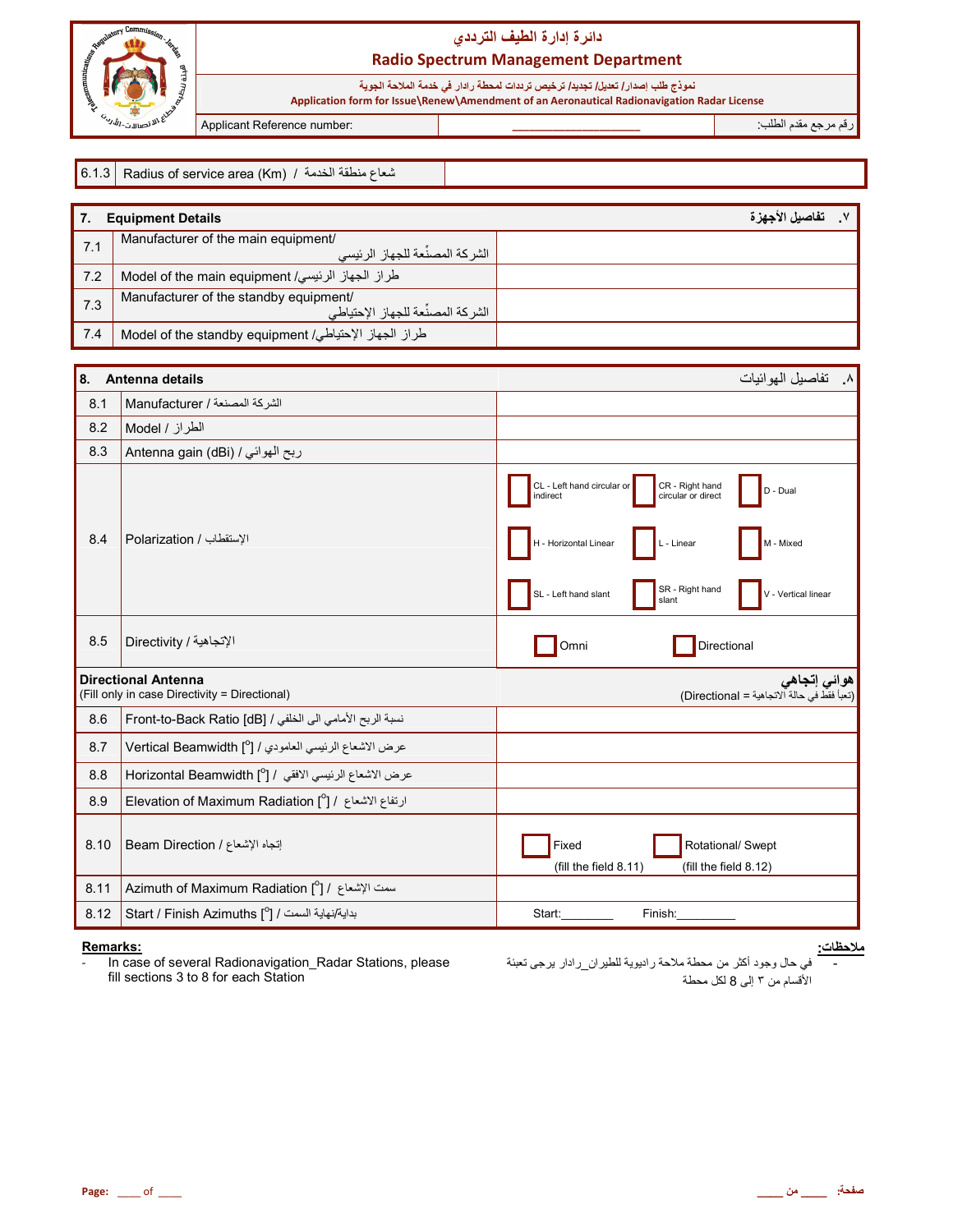# دائرة إدارة الطيف الترددي

## Radio Spectrum Management Department

نموذج طلب إصدار/ تعديل/ تجديد/ ترخيص ترددات لمحطة رادار في خدمة الملاحة الجوية

Application form for Issue\Renew\Amendment of an Aeronautical Radionavigation Radar License

| Applicant Reference number: | ___________________ | رقم مرجع مقدم الطلب: |
|---|---|---|

| 6.1.3 | Radius of service area (Km) / شعاع منطقة الخدمة | |
|---|---|---|

| 7. | Equipment Details | ٧. تفاصيل الأجهزة |
|---|---|---|
| 7.1 | Manufacturer of the main equipment/ الشركة المصنّعة للجهاز الرئيسي | |
| 7.2 | Model of the main equipment /طراز الجهاز الرئيسي | |
| 7.3 | Manufacturer of the standby equipment/ الشركة المصنّعة للجهاز الإحتياطي | |
| 7.4 | Model of the standby equipment /طراز الجهاز الإحتياطي | |

| 8. | Antenna details | ٨. تفاصيل الهوائيات |
|---|---|---|
| 8.1 | Manufacturer / الشركة المصنعة | |
| 8.2 | Model / الطراز | |
| 8.3 | Antenna gain (dBi) / ربح الهوائي | |
| 8.4 | Polarization / الإستقطاب | ☐ CL - Left hand circular or indirect ☐ CR - Right hand circular or direct ☐ D - Dual ☐ H - Horizontal Linear ☐ L - Linear ☐ M - Mixed ☐ SL - Left hand slant ☐ SR - Right hand slant ☐ V - Vertical linear |
| 8.5 | Directivity / الإتجاهية | ☐ Omni ☐ Directional |
| **Directional Antenna** (Fill only in case Directivity = Directional) | | **هوائي إتجاهي** (تعبأ فقط في حالة الاتجاهية = Directional) |
| 8.6 | Front-to-Back Ratio [dB] / نسبة الربح الأمامي الى الخلفي | |
| 8.7 | Vertical Beamwidth [°] / عرض الاشعاع الرئيسي العامودي | |
| 8.8 | Horizontal Beamwidth [°] / عرض الاشعاع الرئيسي الافقي | |
| 8.9 | Elevation of Maximum Radiation [°] / ارتفاع الاشعاع | |
| 8.10 | Beam Direction / إتجاه الإشعاع | ☐ Fixed (fill the field 8.11) ☐ Rotational/ Swept (fill the field 8.12) |
| 8.11 | Azimuth of Maximum Radiation [°] / سمت الإشعاع | |
| 8.12 | Start / Finish Azimuths [°] / بداية/نهاية السمت | Start:________ Finish:_________ |

**Remarks:**

- In case of several Radionavigation_Radar Stations, please fill sections 3 to 8 for each Station

**ملاحظات:**

- في حال وجود أكثر من محطة ملاحة راديوية للطيران_رادار يرجى تعبئة الأقسام من ٣ إلى 8 لكل محطة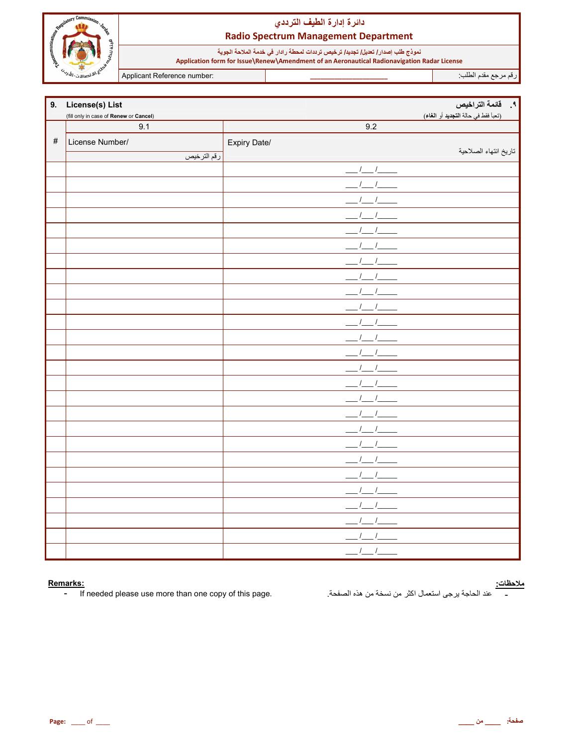# دائرة إدارة الطيف الترددي
## Radio Spectrum Management Department

نموذج طلب إصدار/ تعديل/ تجديد/ ترخيص ترددات لمحطة رادار في خدمة الملاحة الجوية
**Application form for Issue\Renew\Amendment of an Aeronautical Radionavigation Radar License**

| Applicant Reference number: | ____________________ | رقم مرجع مقدم الطلب: |
|---|---|---|

| 9. **License(s) List** (fill only in case of **Renew** or **Cancel**) | | ٩. **قائمة التراخيص** (تعبأ فقط في حالة **التجديد** أو **الغاء**) |
|---|---|---|
| | 9.1 | 9.2 |
| # | License Number/ رقم الترخيص | Expiry Date/ تاريخ انتهاء الصلاحية |
| | | ___/___/_____ |
| | | ___/___/_____ |
| | | ___/___/_____ |
| | | ___/___/_____ |
| | | ___/___/_____ |
| | | ___/___/_____ |
| | | ___/___/_____ |
| | | ___/___/_____ |
| | | ___/___/_____ |
| | | ___/___/_____ |
| | | ___/___/_____ |
| | | ___/___/_____ |
| | | ___/___/_____ |
| | | ___/___/_____ |
| | | ___/___/_____ |
| | | ___/___/_____ |
| | | ___/___/_____ |
| | | ___/___/_____ |
| | | ___/___/_____ |
| | | ___/___/_____ |
| | | ___/___/_____ |
| | | ___/___/_____ |
| | | ___/___/_____ |
| | | ___/___/_____ |
| | | ___/___/_____ |
| | | ___/___/_____ |

**Remarks:**
- If needed please use more than one copy of this page.

**ملاحظات:**
- عند الحاجة يرجى استعمال اكثر من نسخة من هذه الصفحة.

**Page:** ____ of ____ **صفحة:** ____ من ____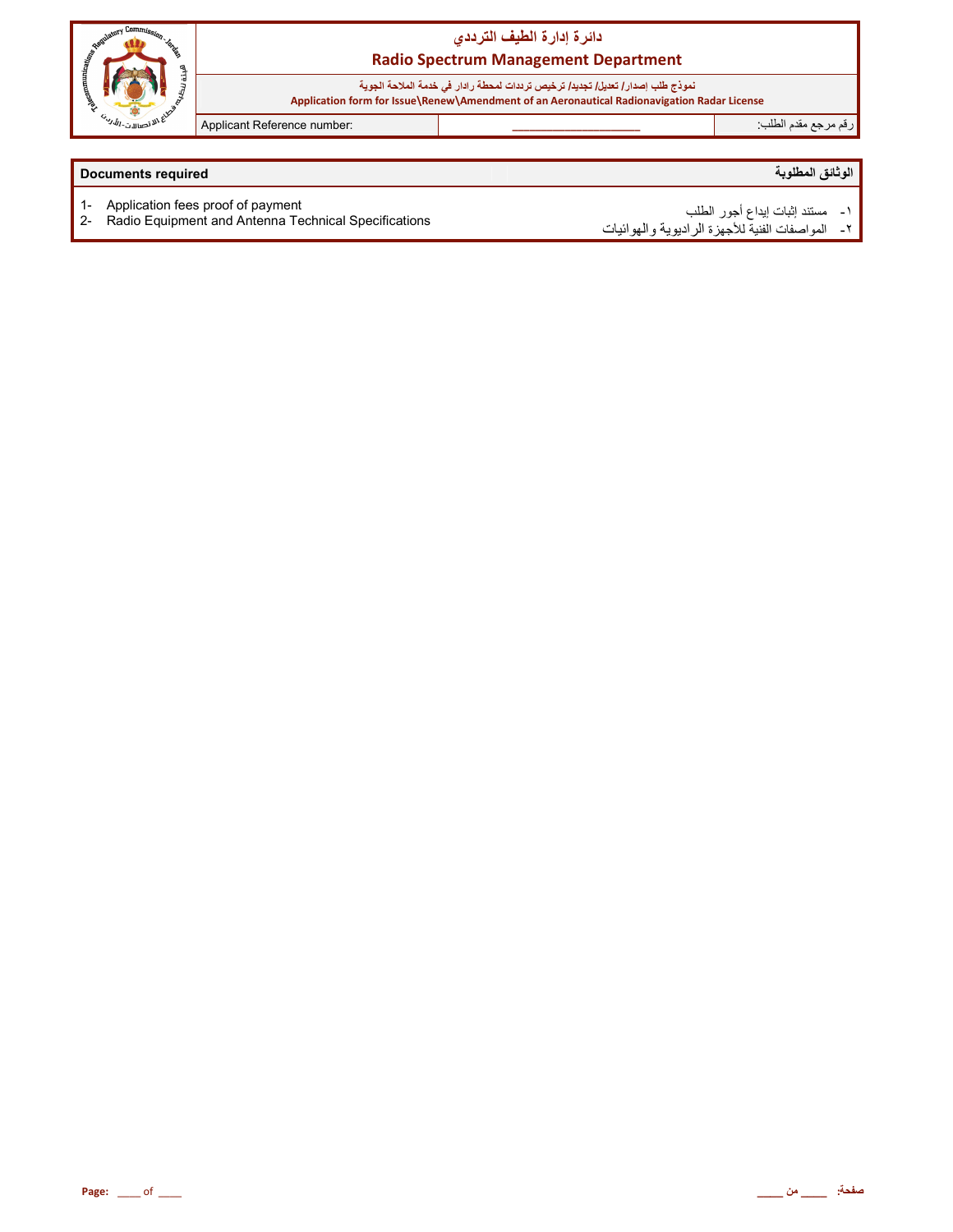| | |
|---|---|
| **دائرة إدارة الطيف الترددي** | |
| **Radio Spectrum Management Department** | |
| **نموذج طلب إصدار/ تعديل/ تجديد/ ترخيص ترددات لمحطة رادار في خدمة الملاحة الجوية** | |
| **Application form for Issue\Renew\Amendment of an Aeronautical Radionavigation Radar License** | |
| Applicant Reference number: ____________________ | رقم مرجع مقدم الطلب: |

| **Documents required** | **الوثائق المطلوبة** |
|---|---|
| 1- Application fees proof of payment | ١- مستند إثبات إيداع أجور الطلب |
| 2- Radio Equipment and Antenna Technical Specifications | ٢- المواصفات الفنية للأجهزة الراديوية والهوائيات |